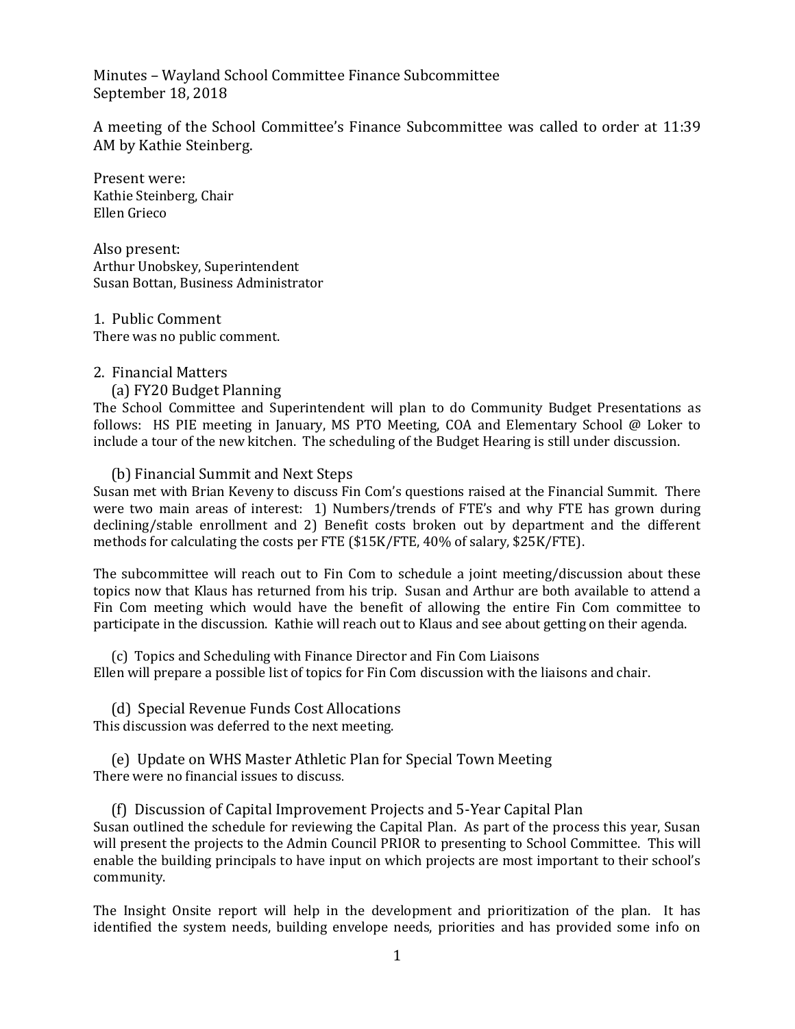Minutes – Wayland School Committee Finance Subcommittee
September 18, 2018

A meeting of the School Committee's Finance Subcommittee was called to order at 11:39 AM by Kathie Steinberg.

Present were:
Kathie Steinberg, Chair
Ellen Grieco

Also present:
Arthur Unobskey, Superintendent
Susan Bottan, Business Administrator

1. Public Comment
There was no public comment.

2. Financial Matters

(a) FY20 Budget Planning

The School Committee and Superintendent will plan to do Community Budget Presentations as follows: HS PIE meeting in January, MS PTO Meeting, COA and Elementary School @ Loker to include a tour of the new kitchen. The scheduling of the Budget Hearing is still under discussion.

(b) Financial Summit and Next Steps

Susan met with Brian Keveny to discuss Fin Com's questions raised at the Financial Summit. There were two main areas of interest: 1) Numbers/trends of FTE's and why FTE has grown during declining/stable enrollment and 2) Benefit costs broken out by department and the different methods for calculating the costs per FTE ($15K/FTE, 40% of salary, $25K/FTE).

The subcommittee will reach out to Fin Com to schedule a joint meeting/discussion about these topics now that Klaus has returned from his trip. Susan and Arthur are both available to attend a Fin Com meeting which would have the benefit of allowing the entire Fin Com committee to participate in the discussion. Kathie will reach out to Klaus and see about getting on their agenda.

(c) Topics and Scheduling with Finance Director and Fin Com Liaisons

Ellen will prepare a possible list of topics for Fin Com discussion with the liaisons and chair.

(d) Special Revenue Funds Cost Allocations

This discussion was deferred to the next meeting.

(e) Update on WHS Master Athletic Plan for Special Town Meeting

There were no financial issues to discuss.

(f) Discussion of Capital Improvement Projects and 5-Year Capital Plan

Susan outlined the schedule for reviewing the Capital Plan. As part of the process this year, Susan will present the projects to the Admin Council PRIOR to presenting to School Committee. This will enable the building principals to have input on which projects are most important to their school's community.

The Insight Onsite report will help in the development and prioritization of the plan. It has identified the system needs, building envelope needs, priorities and has provided some info on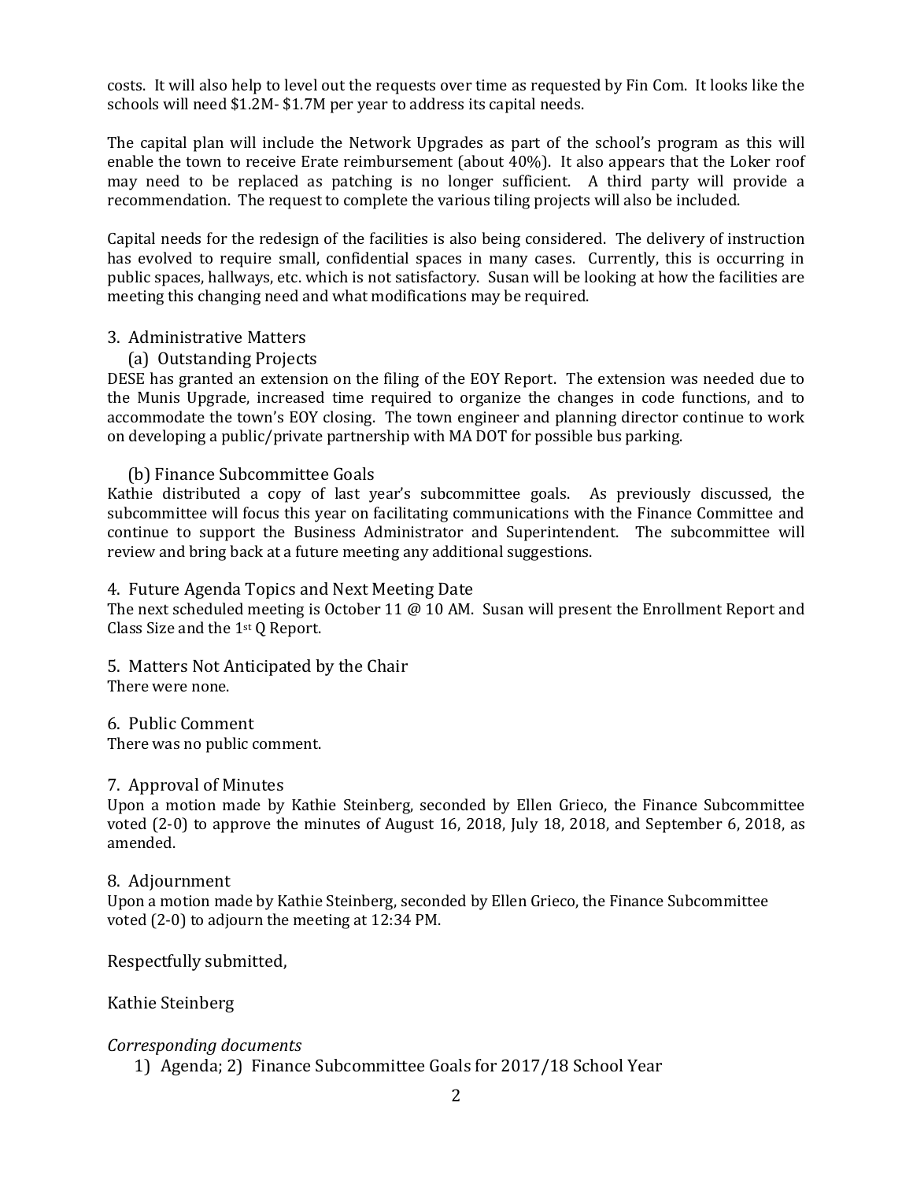costs. It will also help to level out the requests over time as requested by Fin Com. It looks like the schools will need $1.2M- $1.7M per year to address its capital needs.

The capital plan will include the Network Upgrades as part of the school's program as this will enable the town to receive Erate reimbursement (about 40%). It also appears that the Loker roof may need to be replaced as patching is no longer sufficient. A third party will provide a recommendation. The request to complete the various tiling projects will also be included.

Capital needs for the redesign of the facilities is also being considered. The delivery of instruction has evolved to require small, confidential spaces in many cases. Currently, this is occurring in public spaces, hallways, etc. which is not satisfactory. Susan will be looking at how the facilities are meeting this changing need and what modifications may be required.

## 3. Administrative Matters

### (a) Outstanding Projects

DESE has granted an extension on the filing of the EOY Report. The extension was needed due to the Munis Upgrade, increased time required to organize the changes in code functions, and to accommodate the town's EOY closing. The town engineer and planning director continue to work on developing a public/private partnership with MA DOT for possible bus parking.

### (b) Finance Subcommittee Goals

Kathie distributed a copy of last year's subcommittee goals. As previously discussed, the subcommittee will focus this year on facilitating communications with the Finance Committee and continue to support the Business Administrator and Superintendent. The subcommittee will review and bring back at a future meeting any additional suggestions.

## 4. Future Agenda Topics and Next Meeting Date

The next scheduled meeting is October 11 @ 10 AM. Susan will present the Enrollment Report and Class Size and the 1st Q Report.

## 5. Matters Not Anticipated by the Chair

There were none.

## 6. Public Comment

There was no public comment.

## 7. Approval of Minutes

Upon a motion made by Kathie Steinberg, seconded by Ellen Grieco, the Finance Subcommittee voted (2-0) to approve the minutes of August 16, 2018, July 18, 2018, and September 6, 2018, as amended.

## 8. Adjournment

Upon a motion made by Kathie Steinberg, seconded by Ellen Grieco, the Finance Subcommittee voted (2-0) to adjourn the meeting at 12:34 PM.

Respectfully submitted,

Kathie Steinberg

*Corresponding documents*

1) Agenda; 2) Finance Subcommittee Goals for 2017/18 School Year